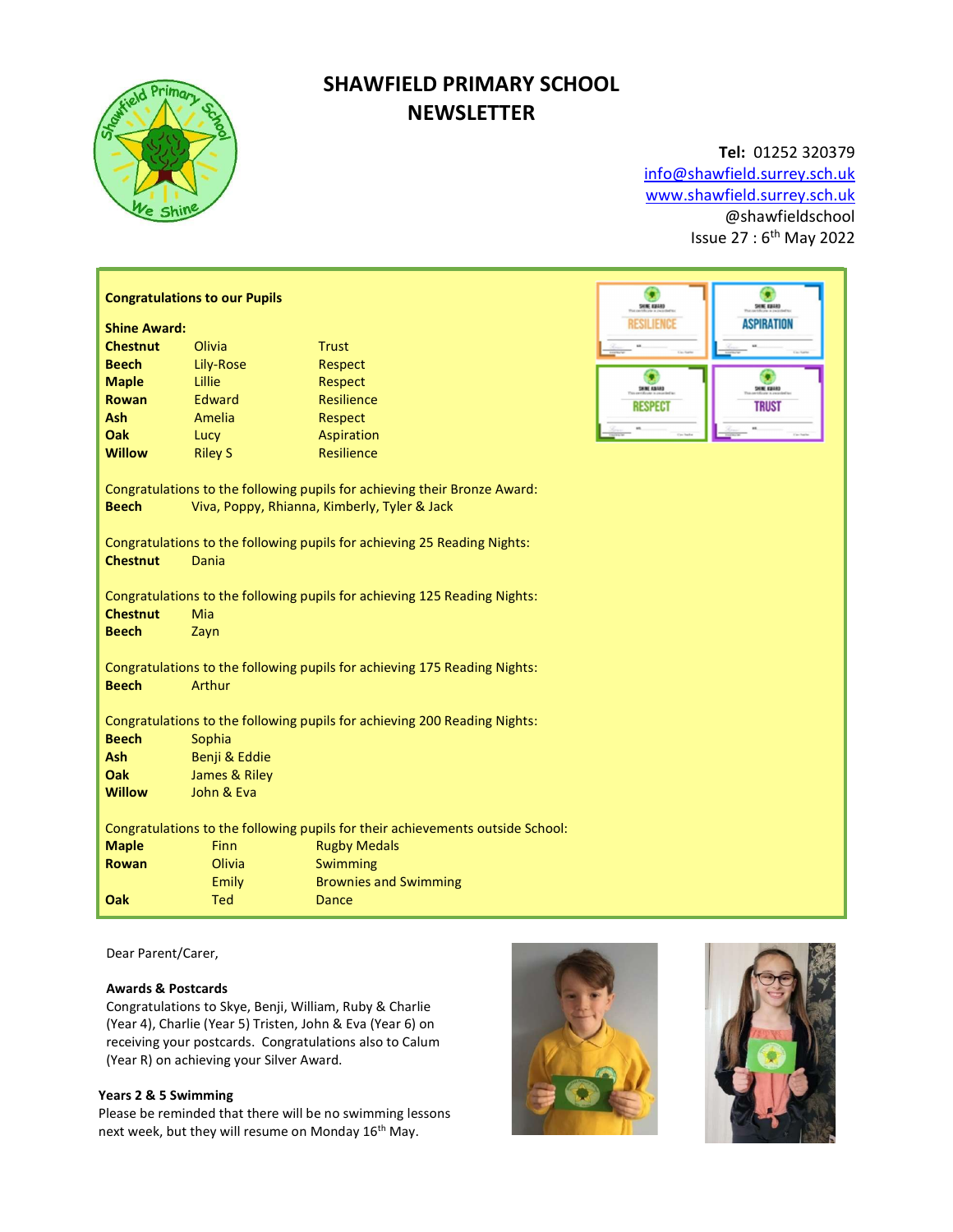# SHAWFIELD PRIMARY SCHOOL NEWSLETTER

**Tel:** 01252 320379
info@shawfield.surrey.sch.uk
www.shawfield.surrey.sch.uk
@shawfieldschool
Issue 27 : 6th May 2022

## Congratulations to our Pupils

**Shine Award:**

| | | |
|---|---|---|
| **Chestnut** | Olivia | Trust |
| **Beech** | Lily-Rose | Respect |
| **Maple** | Lillie | Respect |
| **Rowan** | Edward | Resilience |
| **Ash** | Amelia | Respect |
| **Oak** | Lucy | Aspiration |
| **Willow** | Riley S | Resilience |

Congratulations to the following pupils for achieving their Bronze Award:
**Beech** Viva, Poppy, Rhianna, Kimberly, Tyler & Jack

Congratulations to the following pupils for achieving 25 Reading Nights:
**Chestnut** Dania

Congratulations to the following pupils for achieving 125 Reading Nights:
**Chestnut** Mia
**Beech** Zayn

Congratulations to the following pupils for achieving 175 Reading Nights:
**Beech** Arthur

Congratulations to the following pupils for achieving 200 Reading Nights:
**Beech** Sophia
**Ash** Benji & Eddie
**Oak** James & Riley
**Willow** John & Eva

Congratulations to the following pupils for their achievements outside School:

| | | |
|---|---|---|
| **Maple** | Finn | Rugby Medals |
| **Rowan** | Olivia | Swimming |
| | Emily | Brownies and Swimming |
| **Oak** | Ted | Dance |

Dear Parent/Carer,

### Awards & Postcards

Congratulations to Skye, Benji, William, Ruby & Charlie (Year 4), Charlie (Year 5) Tristen, John & Eva (Year 6) on receiving your postcards. Congratulations also to Calum (Year R) on achieving your Silver Award.

### Years 2 & 5 Swimming

Please be reminded that there will be no swimming lessons next week, but they will resume on Monday 16th May.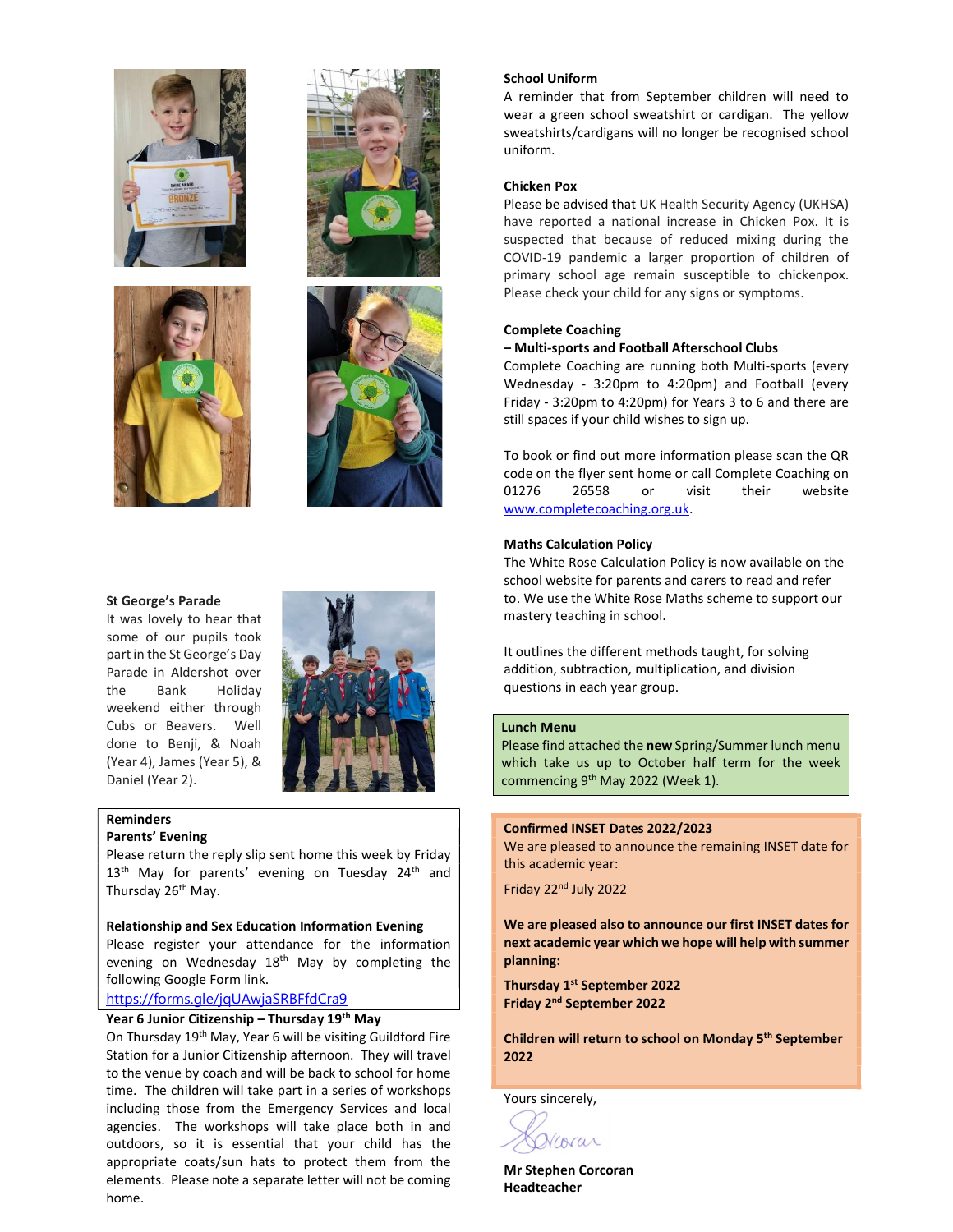**St George's Parade**

It was lovely to hear that some of our pupils took part in the St George's Day Parade in Aldershot over the Bank Holiday weekend either through Cubs or Beavers. Well done to Benji, & Noah (Year 4), James (Year 5), & Daniel (Year 2).

**Reminders**

**Parents' Evening**

Please return the reply slip sent home this week by Friday 13th May for parents' evening on Tuesday 24th and Thursday 26th May.

**Relationship and Sex Education Information Evening**

Please register your attendance for the information evening on Wednesday 18th May by completing the following Google Form link.

https://forms.gle/jqUAwjaSRBFfdCra9

**Year 6 Junior Citizenship – Thursday 19th May**

On Thursday 19th May, Year 6 will be visiting Guildford Fire Station for a Junior Citizenship afternoon. They will travel to the venue by coach and will be back to school for home time. The children will take part in a series of workshops including those from the Emergency Services and local agencies. The workshops will take place both in and outdoors, so it is essential that your child has the appropriate coats/sun hats to protect them from the elements. Please note a separate letter will not be coming home.

**School Uniform**

A reminder that from September children will need to wear a green school sweatshirt or cardigan. The yellow sweatshirts/cardigans will no longer be recognised school uniform.

**Chicken Pox**

Please be advised that UK Health Security Agency (UKHSA) have reported a national increase in Chicken Pox. It is suspected that because of reduced mixing during the COVID-19 pandemic a larger proportion of children of primary school age remain susceptible to chickenpox. Please check your child for any signs or symptoms.

**Complete Coaching**
**– Multi-sports and Football Afterschool Clubs**

Complete Coaching are running both Multi-sports (every Wednesday - 3:20pm to 4:20pm) and Football (every Friday - 3:20pm to 4:20pm) for Years 3 to 6 and there are still spaces if your child wishes to sign up.

To book or find out more information please scan the QR code on the flyer sent home or call Complete Coaching on 01276 26558 or visit their website www.completecoaching.org.uk.

**Maths Calculation Policy**

The White Rose Calculation Policy is now available on the school website for parents and carers to read and refer to. We use the White Rose Maths scheme to support our mastery teaching in school.

It outlines the different methods taught, for solving addition, subtraction, multiplication, and division questions in each year group.

**Lunch Menu**

Please find attached the **new** Spring/Summer lunch menu which take us up to October half term for the week commencing 9th May 2022 (Week 1).

**Confirmed INSET Dates 2022/2023**

We are pleased to announce the remaining INSET date for this academic year:

Friday 22nd July 2022

**We are pleased also to announce our first INSET dates for next academic year which we hope will help with summer planning:**

**Thursday 1st September 2022**
**Friday 2nd September 2022**

**Children will return to school on Monday 5th September 2022**

Yours sincerely,

**Mr Stephen Corcoran**
**Headteacher**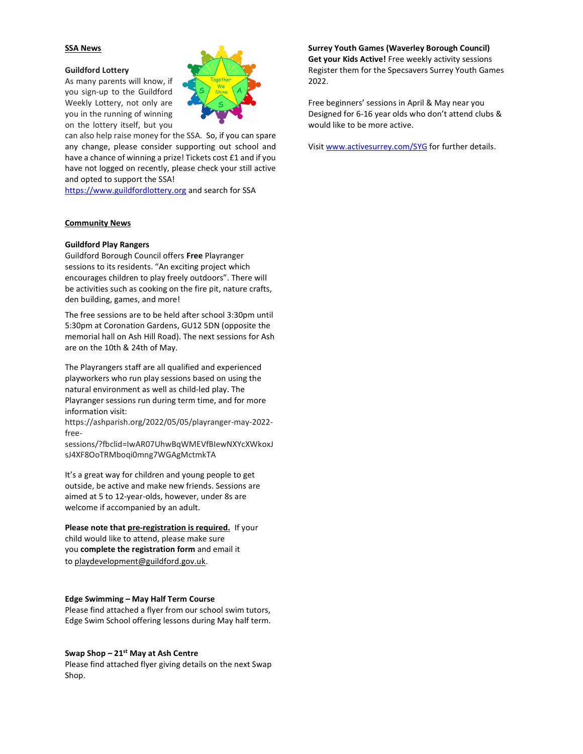## SSA News

### Guildford Lottery

As many parents will know, if you sign-up to the Guildford Weekly Lottery, not only are you in the running of winning on the lottery itself, but you can also help raise money for the SSA. So, if you can spare any change, please consider supporting out school and have a chance of winning a prize! Tickets cost £1 and if you have not logged on recently, please check your still active and opted to support the SSA!

https://www.guildfordlottery.org and search for SSA

## Community News

### Guildford Play Rangers

Guildford Borough Council offers **Free** Playranger sessions to its residents. "An exciting project which encourages children to play freely outdoors". There will be activities such as cooking on the fire pit, nature crafts, den building, games, and more!

The free sessions are to be held after school 3:30pm until 5:30pm at Coronation Gardens, GU12 5DN (opposite the memorial hall on Ash Hill Road). The next sessions for Ash are on the 10th & 24th of May.

The Playrangers staff are all qualified and experienced playworkers who run play sessions based on using the natural environment as well as child-led play. The Playranger sessions run during term time, and for more information visit:
https://ashparish.org/2022/05/05/playranger-may-2022-free-sessions/?fbclid=IwAR07UhwBqWMEVfBIewNXYcXWkoxJsJ4XF8OoTRMboqi0mng7WGAgMctmkTA

It's a great way for children and young people to get outside, be active and make new friends. Sessions are aimed at 5 to 12-year-olds, however, under 8s are welcome if accompanied by an adult.

**Please note that pre-registration is required.** If your child would like to attend, please make sure you **complete the registration form** and email it to playdevelopment@guildford.gov.uk.

### Edge Swimming – May Half Term Course

Please find attached a flyer from our school swim tutors, Edge Swim School offering lessons during May half term.

### Swap Shop – 21st May at Ash Centre

Please find attached flyer giving details on the next Swap Shop.

### Surrey Youth Games (Waverley Borough Council)

**Get your Kids Active!** Free weekly activity sessions
Register them for the Specsavers Surrey Youth Games 2022.

Free beginners' sessions in April & May near you
Designed for 6-16 year olds who don't attend clubs & would like to be more active.

Visit www.activesurrey.com/SYG for further details.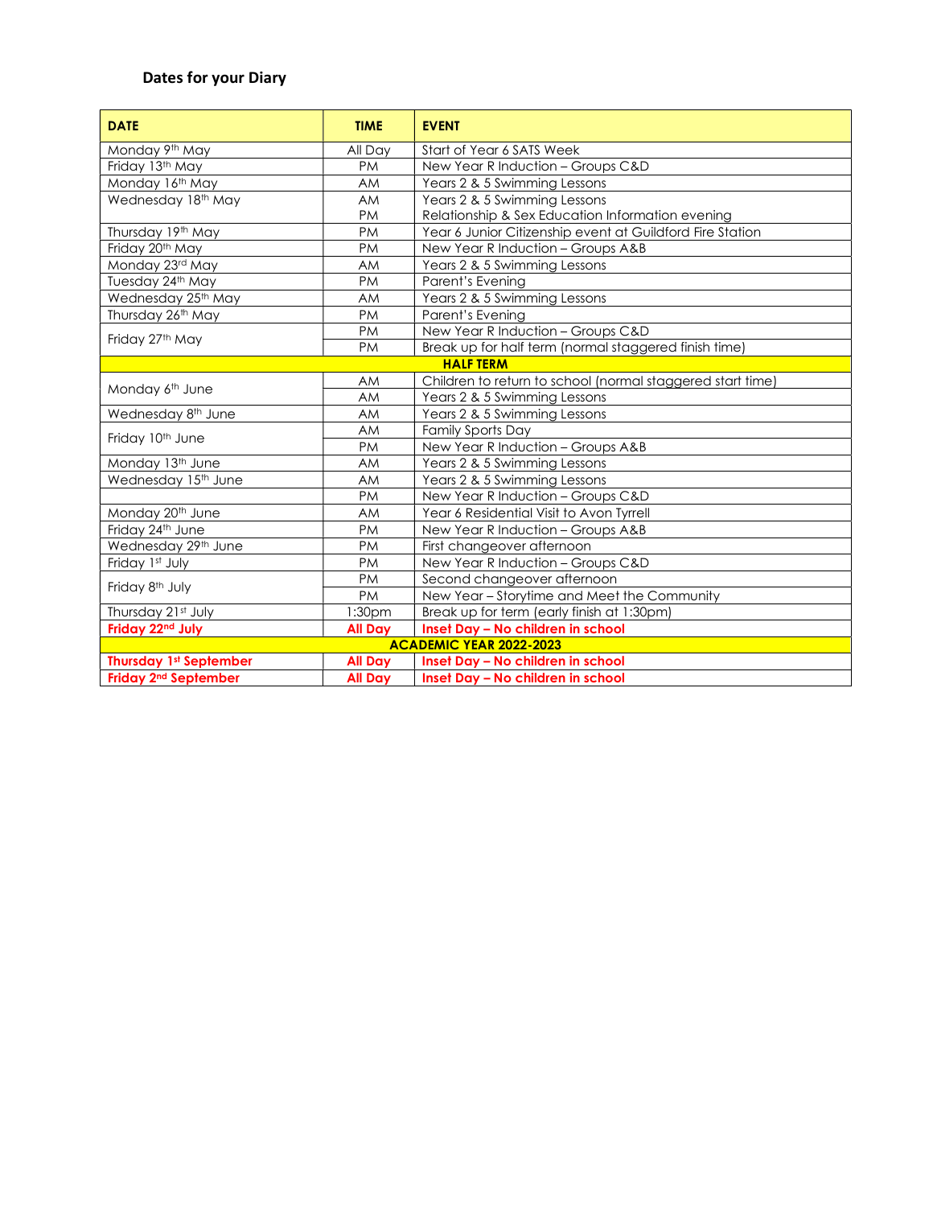**Dates for your Diary**

| DATE | TIME | EVENT |
|---|---|---|
| Monday 9th May | All Day | Start of Year 6 SATS Week |
| Friday 13th May | PM | New Year R Induction – Groups C&D |
| Monday 16th May | AM | Years 2 & 5 Swimming Lessons |
| Wednesday 18th May | AM | Years 2 & 5 Swimming Lessons |
| | PM | Relationship & Sex Education Information evening |
| Thursday 19th May | PM | Year 6 Junior Citizenship event at Guildford Fire Station |
| Friday 20th May | PM | New Year R Induction – Groups A&B |
| Monday 23rd May | AM | Years 2 & 5 Swimming Lessons |
| Tuesday 24th May | PM | Parent's Evening |
| Wednesday 25th May | AM | Years 2 & 5 Swimming Lessons |
| Thursday 26th May | PM | Parent's Evening |
| Friday 27th May | PM | New Year R Induction – Groups C&D |
| | PM | Break up for half term (normal staggered finish time) |
| **HALF TERM** | | |
| Monday 6th June | AM | Children to return to school (normal staggered start time) |
| | AM | Years 2 & 5 Swimming Lessons |
| Wednesday 8th June | AM | Years 2 & 5 Swimming Lessons |
| Friday 10th June | AM | Family Sports Day |
| | PM | New Year R Induction – Groups A&B |
| Monday 13th June | AM | Years 2 & 5 Swimming Lessons |
| Wednesday 15th June | AM | Years 2 & 5 Swimming Lessons |
| | PM | New Year R Induction – Groups C&D |
| Monday 20th June | AM | Year 6 Residential Visit to Avon Tyrrell |
| Friday 24th June | PM | New Year R Induction – Groups A&B |
| Wednesday 29th June | PM | First changeover afternoon |
| Friday 1st July | PM | New Year R Induction – Groups C&D |
| Friday 8th July | PM | Second changeover afternoon |
| | PM | New Year – Storytime and Meet the Community |
| Thursday 21st July | 1:30pm | Break up for term (early finish at 1:30pm) |
| **Friday 22nd July** | **All Day** | **Inset Day – No children in school** |
| **ACADEMIC YEAR 2022-2023** | | |
| **Thursday 1st September** | **All Day** | **Inset Day – No children in school** |
| **Friday 2nd September** | **All Day** | **Inset Day – No children in school** |